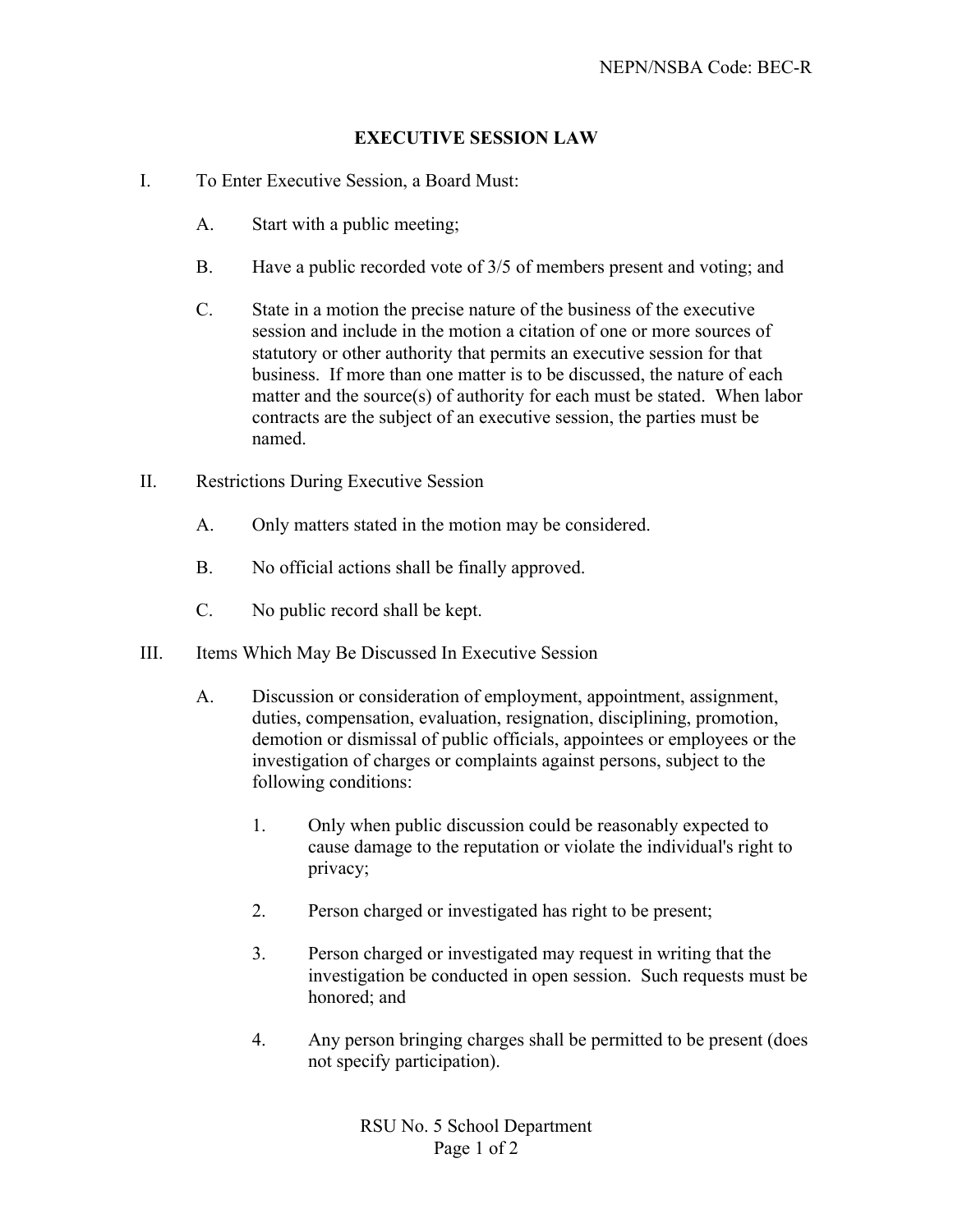# EXECUTIVE SESSION LAW

I. To Enter Executive Session, a Board Must:

   A. Start with a public meeting;

   B. Have a public recorded vote of 3/5 of members present and voting; and

   C. State in a motion the precise nature of the business of the executive session and include in the motion a citation of one or more sources of statutory or other authority that permits an executive session for that business. If more than one matter is to be discussed, the nature of each matter and the source(s) of authority for each must be stated. When labor contracts are the subject of an executive session, the parties must be named.

II. Restrictions During Executive Session

   A. Only matters stated in the motion may be considered.

   B. No official actions shall be finally approved.

   C. No public record shall be kept.

III. Items Which May Be Discussed In Executive Session

   A. Discussion or consideration of employment, appointment, assignment, duties, compensation, evaluation, resignation, disciplining, promotion, demotion or dismissal of public officials, appointees or employees or the investigation of charges or complaints against persons, subject to the following conditions:

      1. Only when public discussion could be reasonably expected to cause damage to the reputation or violate the individual's right to privacy;

      2. Person charged or investigated has right to be present;

      3. Person charged or investigated may request in writing that the investigation be conducted in open session. Such requests must be honored; and

      4. Any person bringing charges shall be permitted to be present (does not specify participation).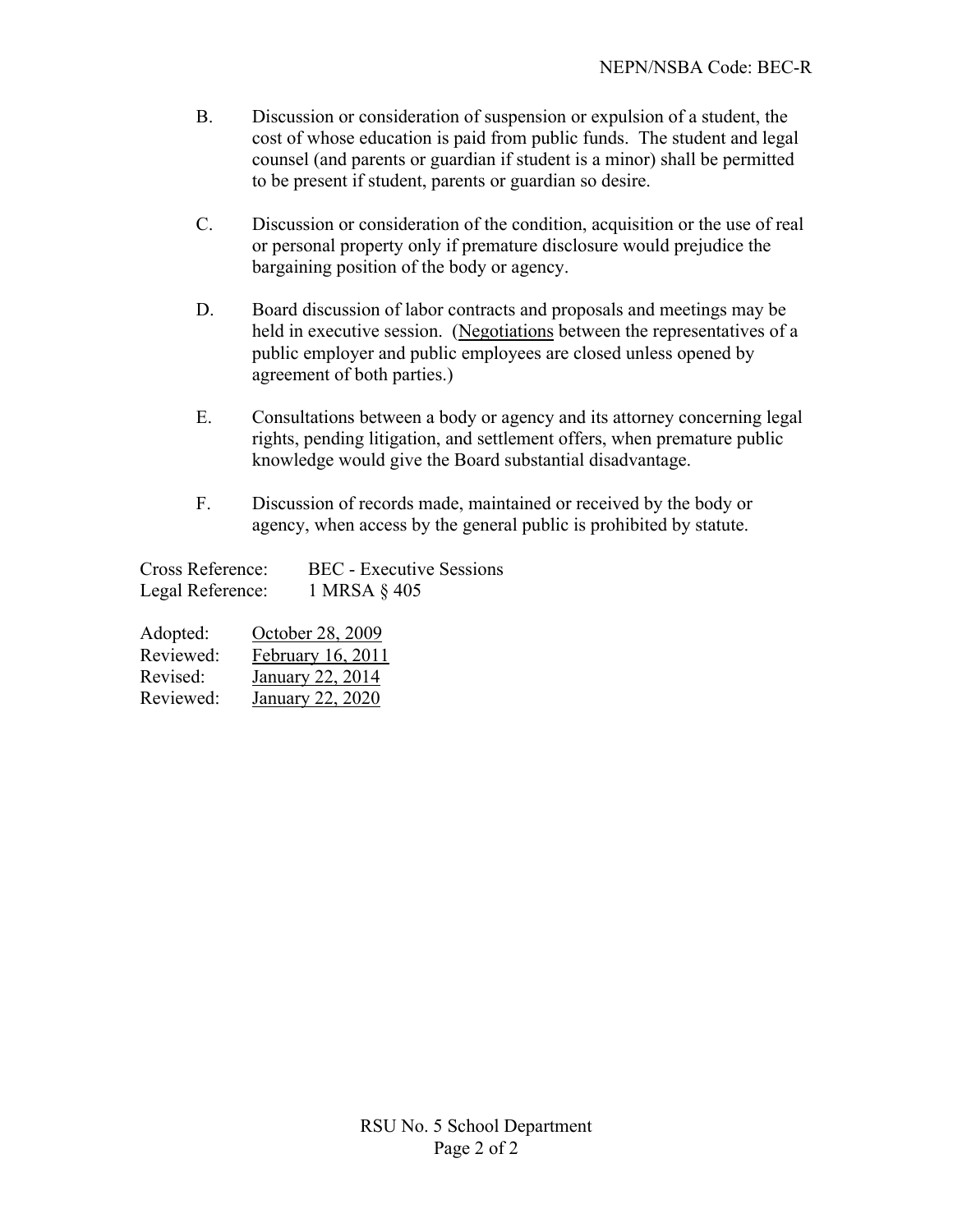B. Discussion or consideration of suspension or expulsion of a student, the cost of whose education is paid from public funds. The student and legal counsel (and parents or guardian if student is a minor) shall be permitted to be present if student, parents or guardian so desire.

C. Discussion or consideration of the condition, acquisition or the use of real or personal property only if premature disclosure would prejudice the bargaining position of the body or agency.

D. Board discussion of labor contracts and proposals and meetings may be held in executive session. (Negotiations between the representatives of a public employer and public employees are closed unless opened by agreement of both parties.)

E. Consultations between a body or agency and its attorney concerning legal rights, pending litigation, and settlement offers, when premature public knowledge would give the Board substantial disadvantage.

F. Discussion of records made, maintained or received by the body or agency, when access by the general public is prohibited by statute.

Cross Reference: BEC - Executive Sessions
Legal Reference: 1 MRSA § 405

Adopted: October 28, 2009
Reviewed: February 16, 2011
Revised: January 22, 2014
Reviewed: January 22, 2020